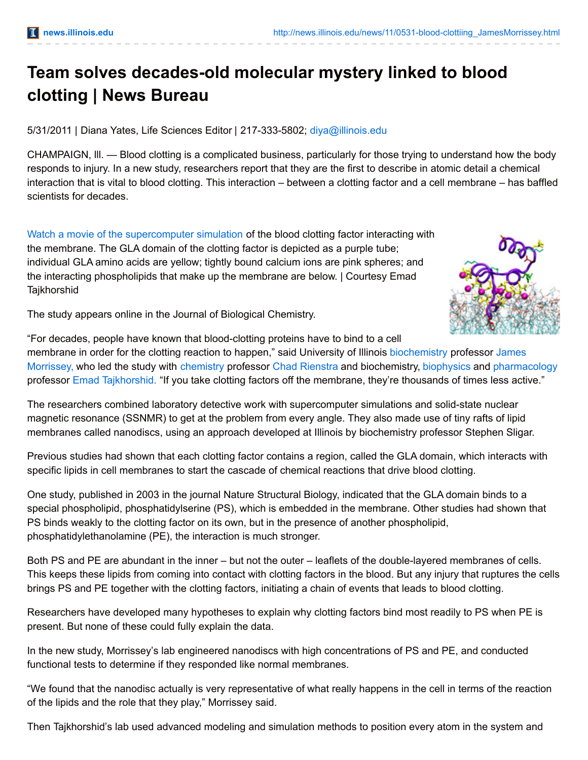# Team solves decades-old molecular mystery linked to blood clotting | News Bureau

5/31/2011 | Diana Yates, Life Sciences Editor | 217-333-5802; diya@illinois.edu

CHAMPAIGN, Ill. — Blood clotting is a complicated business, particularly for those trying to understand how the body responds to injury. In a new study, researchers report that they are the first to describe in atomic detail a chemical interaction that is vital to blood clotting. This interaction – between a clotting factor and a cell membrane – has baffled scientists for decades.

Watch a movie of the supercomputer simulation of the blood clotting factor interacting with the membrane. The GLA domain of the clotting factor is depicted as a purple tube; individual GLA amino acids are yellow; tightly bound calcium ions are pink spheres; and the interacting phospholipids that make up the membrane are below. | Courtesy Emad Tajkhorshid

The study appears online in the Journal of Biological Chemistry.

"For decades, people have known that blood-clotting proteins have to bind to a cell membrane in order for the clotting reaction to happen," said University of Illinois biochemistry professor James Morrissey, who led the study with chemistry professor Chad Rienstra and biochemistry, biophysics and pharmacology professor Emad Tajkhorshid. "If you take clotting factors off the membrane, they're thousands of times less active."

The researchers combined laboratory detective work with supercomputer simulations and solid-state nuclear magnetic resonance (SSNMR) to get at the problem from every angle. They also made use of tiny rafts of lipid membranes called nanodiscs, using an approach developed at Illinois by biochemistry professor Stephen Sligar.

Previous studies had shown that each clotting factor contains a region, called the GLA domain, which interacts with specific lipids in cell membranes to start the cascade of chemical reactions that drive blood clotting.

One study, published in 2003 in the journal Nature Structural Biology, indicated that the GLA domain binds to a special phospholipid, phosphatidylserine (PS), which is embedded in the membrane. Other studies had shown that PS binds weakly to the clotting factor on its own, but in the presence of another phospholipid, phosphatidylethanolamine (PE), the interaction is much stronger.

Both PS and PE are abundant in the inner – but not the outer – leaflets of the double-layered membranes of cells. This keeps these lipids from coming into contact with clotting factors in the blood. But any injury that ruptures the cells brings PS and PE together with the clotting factors, initiating a chain of events that leads to blood clotting.

Researchers have developed many hypotheses to explain why clotting factors bind most readily to PS when PE is present. But none of these could fully explain the data.

In the new study, Morrissey's lab engineered nanodiscs with high concentrations of PS and PE, and conducted functional tests to determine if they responded like normal membranes.

"We found that the nanodisc actually is very representative of what really happens in the cell in terms of the reaction of the lipids and the role that they play," Morrissey said.

Then Tajkhorshid's lab used advanced modeling and simulation methods to position every atom in the system and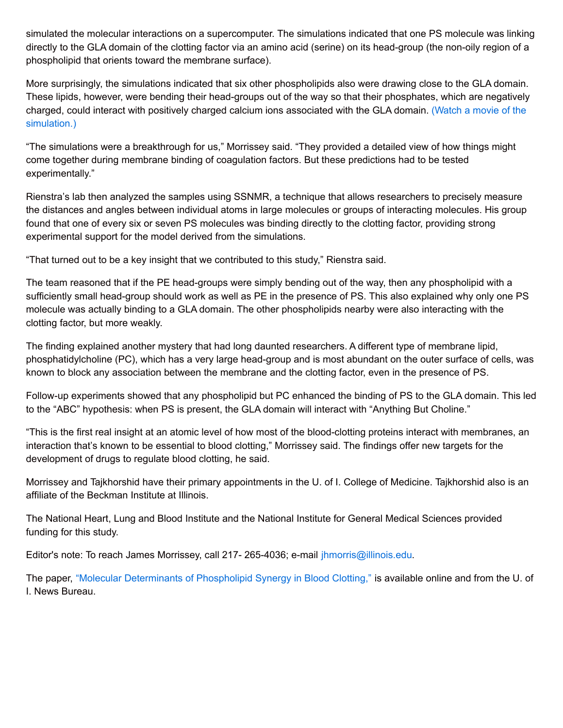simulated the molecular interactions on a supercomputer. The simulations indicated that one PS molecule was linking directly to the GLA domain of the clotting factor via an amino acid (serine) on its head-group (the non-oily region of a phospholipid that orients toward the membrane surface).

More surprisingly, the simulations indicated that six other phospholipids also were drawing close to the GLA domain. These lipids, however, were bending their head-groups out of the way so that their phosphates, which are negatively charged, could interact with positively charged calcium ions associated with the GLA domain. (Watch a movie of the simulation.)

"The simulations were a breakthrough for us," Morrissey said. "They provided a detailed view of how things might come together during membrane binding of coagulation factors. But these predictions had to be tested experimentally."

Rienstra's lab then analyzed the samples using SSNMR, a technique that allows researchers to precisely measure the distances and angles between individual atoms in large molecules or groups of interacting molecules. His group found that one of every six or seven PS molecules was binding directly to the clotting factor, providing strong experimental support for the model derived from the simulations.

"That turned out to be a key insight that we contributed to this study," Rienstra said.

The team reasoned that if the PE head-groups were simply bending out of the way, then any phospholipid with a sufficiently small head-group should work as well as PE in the presence of PS. This also explained why only one PS molecule was actually binding to a GLA domain. The other phospholipids nearby were also interacting with the clotting factor, but more weakly.

The finding explained another mystery that had long daunted researchers. A different type of membrane lipid, phosphatidylcholine (PC), which has a very large head-group and is most abundant on the outer surface of cells, was known to block any association between the membrane and the clotting factor, even in the presence of PS.

Follow-up experiments showed that any phospholipid but PC enhanced the binding of PS to the GLA domain. This led to the "ABC" hypothesis: when PS is present, the GLA domain will interact with "Anything But Choline."

"This is the first real insight at an atomic level of how most of the blood-clotting proteins interact with membranes, an interaction that's known to be essential to blood clotting," Morrissey said. The findings offer new targets for the development of drugs to regulate blood clotting, he said.

Morrissey and Tajkhorshid have their primary appointments in the U. of I. College of Medicine. Tajkhorshid also is an affiliate of the Beckman Institute at Illinois.

The National Heart, Lung and Blood Institute and the National Institute for General Medical Sciences provided funding for this study.

Editor's note: To reach James Morrissey, call 217- 265-4036; e-mail jhmorris@illinois.edu.

The paper, "Molecular Determinants of Phospholipid Synergy in Blood Clotting," is available online and from the U. of I. News Bureau.